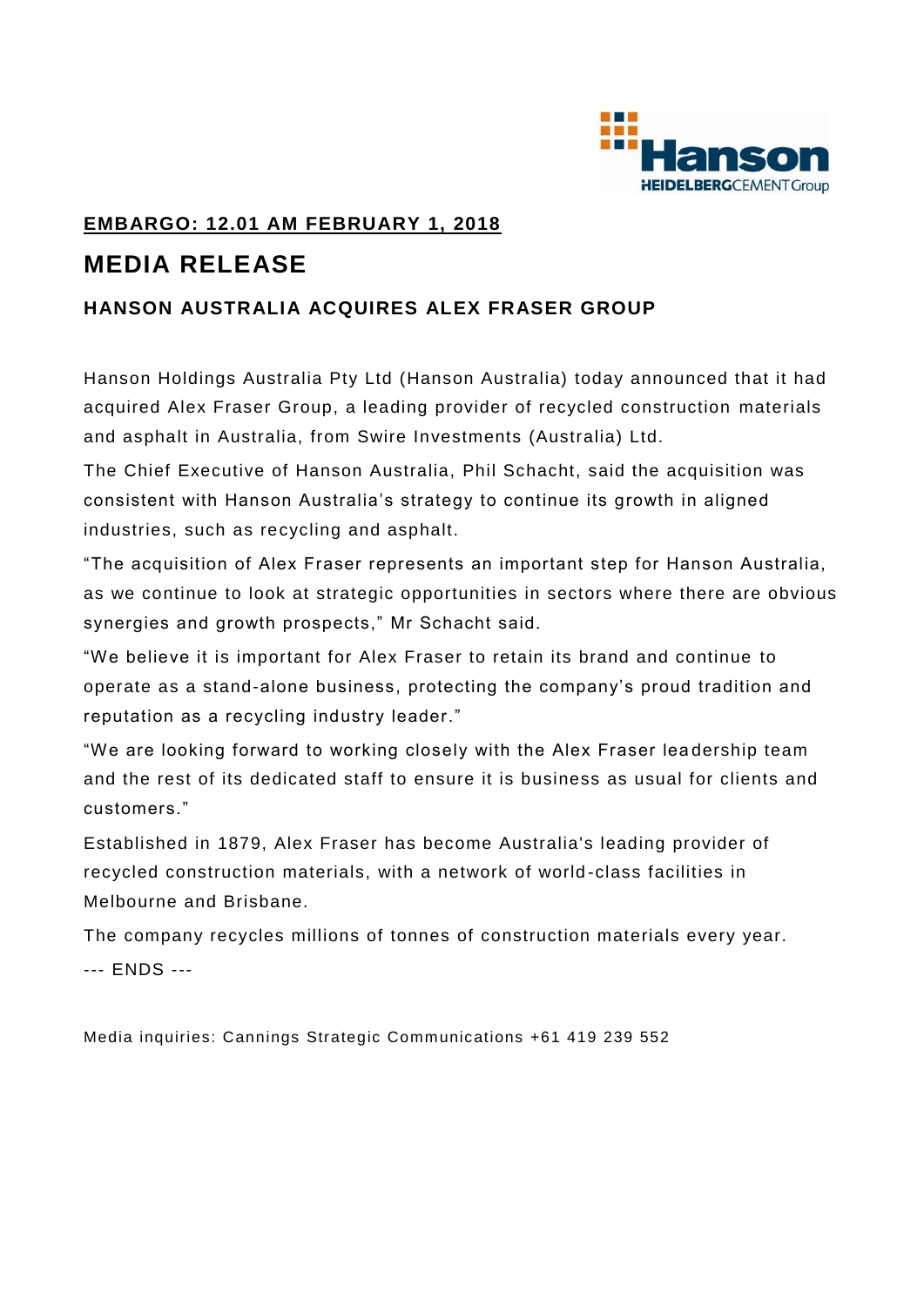**EMBARGO: 12.01 AM FEBRUARY 1, 2018**

# MEDIA RELEASE

### HANSON AUSTRALIA ACQUIRES ALEX FRASER GROUP

Hanson Holdings Australia Pty Ltd (Hanson Australia) today announced that it had acquired Alex Fraser Group, a leading provider of recycled construction materials and asphalt in Australia, from Swire Investments (Australia) Ltd.

The Chief Executive of Hanson Australia, Phil Schacht, said the acquisition was consistent with Hanson Australia's strategy to continue its growth in aligned industries, such as recycling and asphalt.

"The acquisition of Alex Fraser represents an important step for Hanson Australia, as we continue to look at strategic opportunities in sectors where there are obvious synergies and growth prospects," Mr Schacht said.

"We believe it is important for Alex Fraser to retain its brand and continue to operate as a stand-alone business, protecting the company's proud tradition and reputation as a recycling industry leader."

"We are looking forward to working closely with the Alex Fraser leadership team and the rest of its dedicated staff to ensure it is business as usual for clients and customers."

Established in 1879, Alex Fraser has become Australia's leading provider of recycled construction materials, with a network of world-class facilities in Melbourne and Brisbane.

The company recycles millions of tonnes of construction materials every year.

--- ENDS ---

Media inquiries: Cannings Strategic Communications +61 419 239 552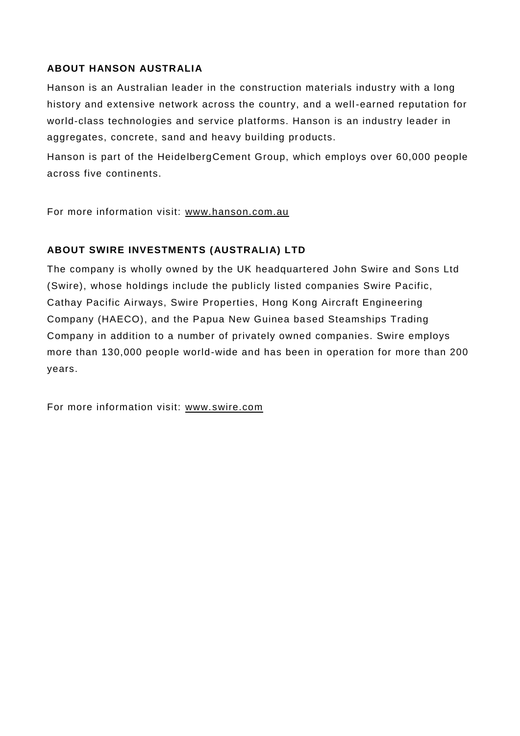## ABOUT HANSON AUSTRALIA

Hanson is an Australian leader in the construction materials industry with a long history and extensive network across the country, and a well-earned reputation for world-class technologies and service platforms. Hanson is an industry leader in aggregates, concrete, sand and heavy building products.

Hanson is part of the HeidelbergCement Group, which employs over 60,000 people across five continents.

For more information visit: www.hanson.com.au

## ABOUT SWIRE INVESTMENTS (AUSTRALIA) LTD

The company is wholly owned by the UK headquartered John Swire and Sons Ltd (Swire), whose holdings include the publicly listed companies Swire Pacific, Cathay Pacific Airways, Swire Properties, Hong Kong Aircraft Engineering Company (HAECO), and the Papua New Guinea based Steamships Trading Company in addition to a number of privately owned companies. Swire employs more than 130,000 people world-wide and has been in operation for more than 200 years.

For more information visit: www.swire.com